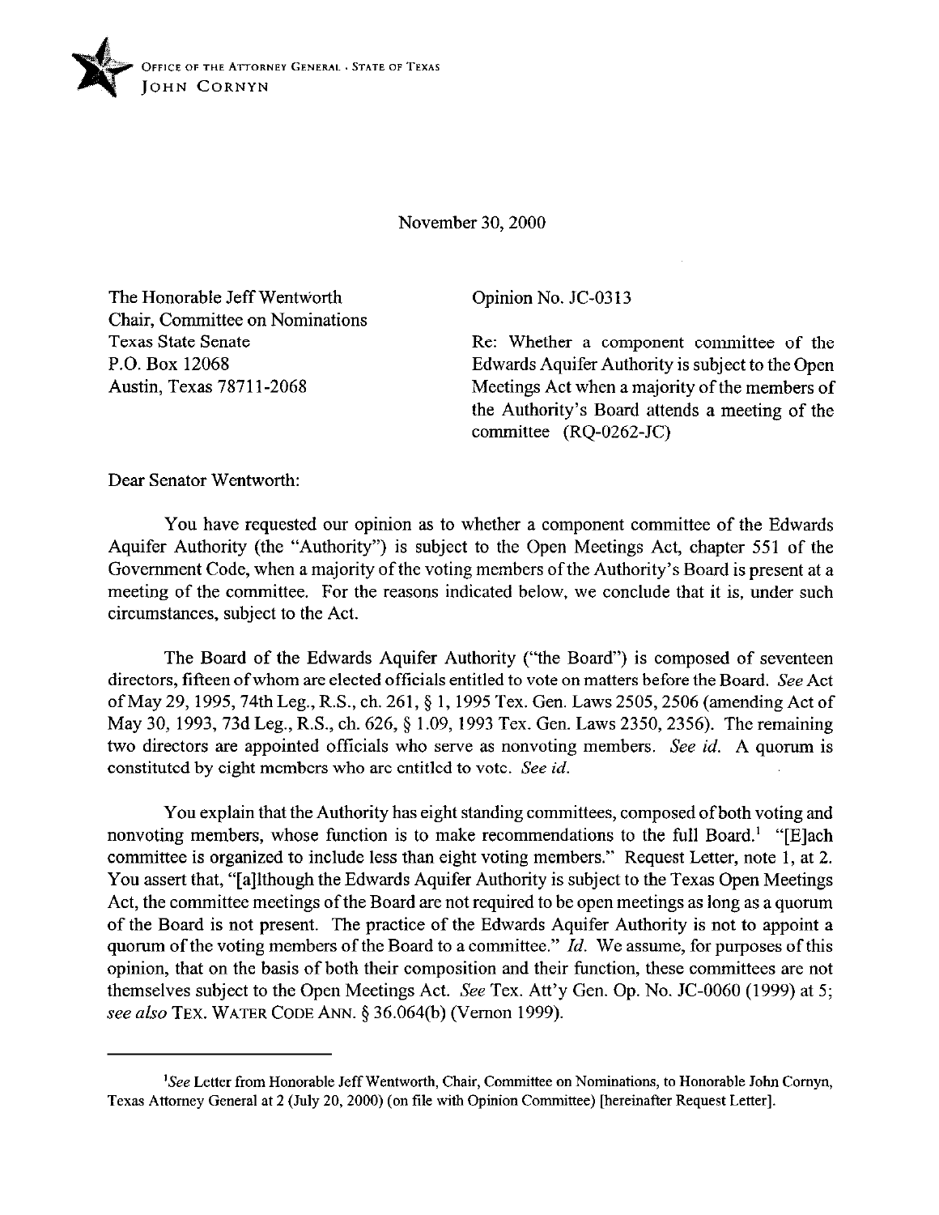OFFICE OF THE ATTORNEY GENERAL · STATE OF TEXAS
JOHN CORNYN

November 30, 2000

The Honorable Jeff Wentworth
Chair, Committee on Nominations
Texas State Senate
P.O. Box 12068
Austin, Texas 78711-2068

Opinion No. JC-0313

Re: Whether a component committee of the Edwards Aquifer Authority is subject to the Open Meetings Act when a majority of the members of the Authority's Board attends a meeting of the committee (RQ-0262-JC)

Dear Senator Wentworth:

You have requested our opinion as to whether a component committee of the Edwards Aquifer Authority (the "Authority") is subject to the Open Meetings Act, chapter 551 of the Government Code, when a majority of the voting members of the Authority's Board is present at a meeting of the committee. For the reasons indicated below, we conclude that it is, under such circumstances, subject to the Act.

The Board of the Edwards Aquifer Authority ("the Board") is composed of seventeen directors, fifteen of whom are elected officials entitled to vote on matters before the Board. *See* Act of May 29, 1995, 74th Leg., R.S., ch. 261, § 1, 1995 Tex. Gen. Laws 2505, 2506 (amending Act of May 30, 1993, 73d Leg., R.S., ch. 626, § 1.09, 1993 Tex. Gen. Laws 2350, 2356). The remaining two directors are appointed officials who serve as nonvoting members. *See id.* A quorum is constituted by eight members who are entitled to vote. *See id.*

You explain that the Authority has eight standing committees, composed of both voting and nonvoting members, whose function is to make recommendations to the full Board.[1] "[E]ach committee is organized to include less than eight voting members." Request Letter, note 1, at 2. You assert that, "[a]lthough the Edwards Aquifer Authority is subject to the Texas Open Meetings Act, the committee meetings of the Board are not required to be open meetings as long as a quorum of the Board is not present. The practice of the Edwards Aquifer Authority is not to appoint a quorum of the voting members of the Board to a committee." *Id.* We assume, for purposes of this opinion, that on the basis of both their composition and their function, these committees are not themselves subject to the Open Meetings Act. *See* Tex. Att'y Gen. Op. No. JC-0060 (1999) at 5; *see also* TEX. WATER CODE ANN. § 36.064(b) (Vernon 1999).

---

[1] *See* Letter from Honorable Jeff Wentworth, Chair, Committee on Nominations, to Honorable John Cornyn, Texas Attorney General at 2 (July 20, 2000) (on file with Opinion Committee) [hereinafter Request Letter].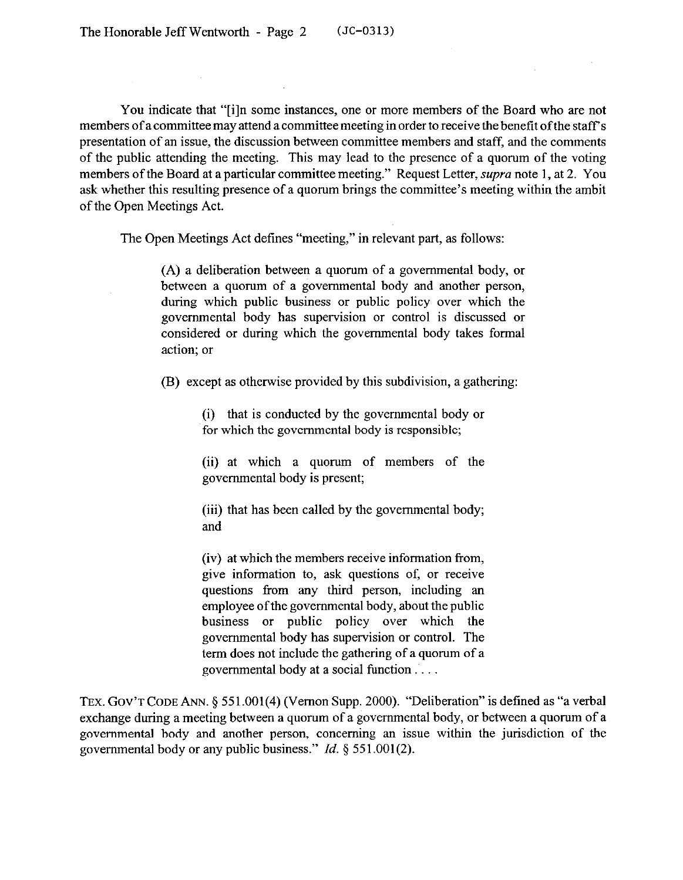You indicate that "[i]n some instances, one or more members of the Board who are not members of a committee may attend a committee meeting in order to receive the benefit of the staff's presentation of an issue, the discussion between committee members and staff, and the comments of the public attending the meeting. This may lead to the presence of a quorum of the voting members of the Board at a particular committee meeting." Request Letter, *supra* note 1, at 2. You ask whether this resulting presence of a quorum brings the committee's meeting within the ambit of the Open Meetings Act.

The Open Meetings Act defines "meeting," in relevant part, as follows:

> (A) a deliberation between a quorum of a governmental body, or between a quorum of a governmental body and another person, during which public business or public policy over which the governmental body has supervision or control is discussed or considered or during which the governmental body takes formal action; or
>
> (B) except as otherwise provided by this subdivision, a gathering:
>
> > (i) that is conducted by the governmental body or for which the governmental body is responsible;
> >
> > (ii) at which a quorum of members of the governmental body is present;
> >
> > (iii) that has been called by the governmental body; and
> >
> > (iv) at which the members receive information from, give information to, ask questions of, or receive questions from any third person, including an employee of the governmental body, about the public business or public policy over which the governmental body has supervision or control. The term does not include the gathering of a quorum of a governmental body at a social function . . . .

TEX. GOV'T CODE ANN. § 551.001(4) (Vernon Supp. 2000). "Deliberation" is defined as "a verbal exchange during a meeting between a quorum of a governmental body, or between a quorum of a governmental body and another person, concerning an issue within the jurisdiction of the governmental body or any public business." *Id.* § 551.001(2).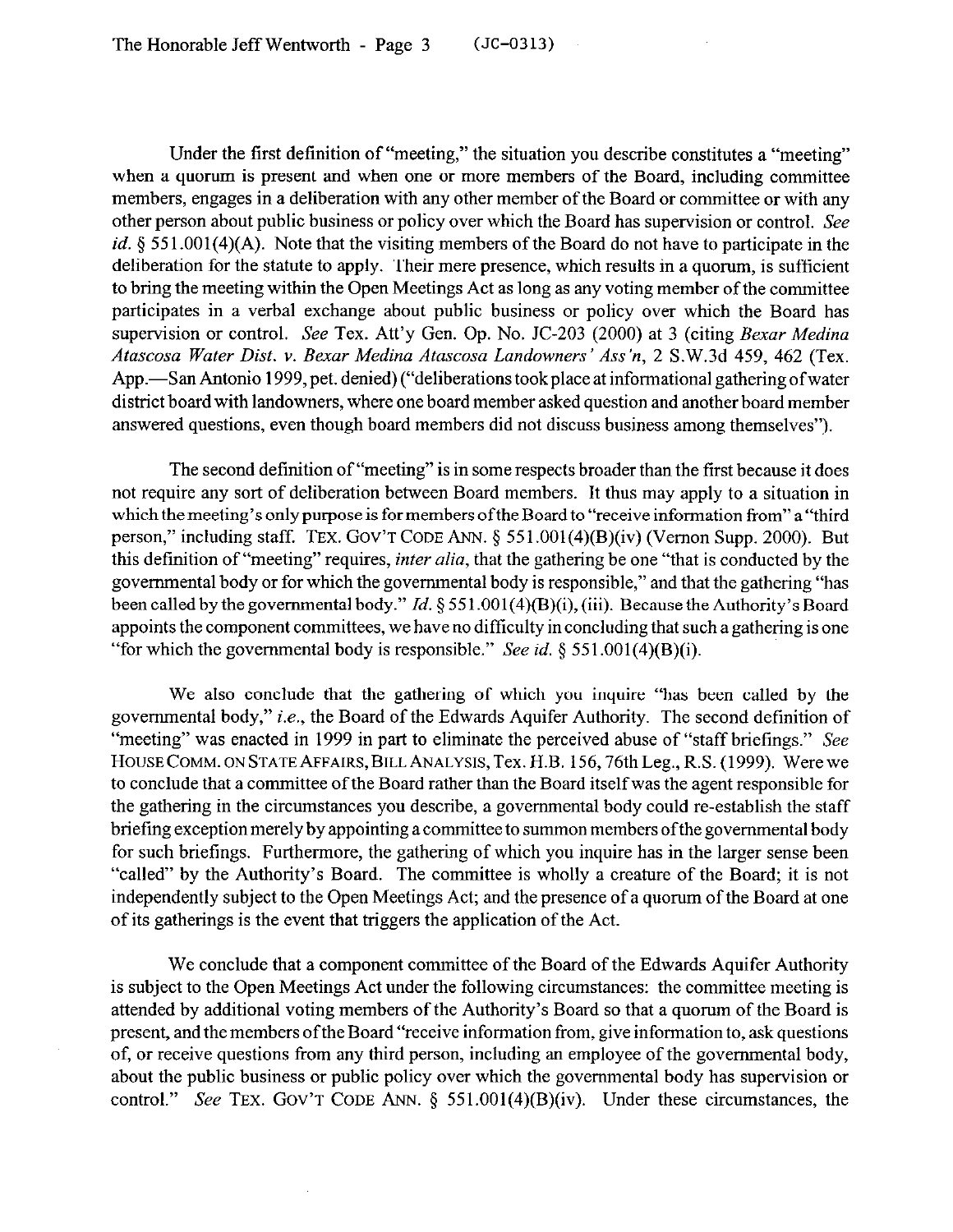Under the first definition of "meeting," the situation you describe constitutes a "meeting" when a quorum is present and when one or more members of the Board, including committee members, engages in a deliberation with any other member of the Board or committee or with any other person about public business or policy over which the Board has supervision or control. *See id.* § 551.001(4)(A). Note that the visiting members of the Board do not have to participate in the deliberation for the statute to apply. Their mere presence, which results in a quorum, is sufficient to bring the meeting within the Open Meetings Act as long as any voting member of the committee participates in a verbal exchange about public business or policy over which the Board has supervision or control. *See* Tex. Att'y Gen. Op. No. JC-203 (2000) at 3 (citing *Bexar Medina Atascosa Water Dist. v. Bexar Medina Atascosa Landowners' Ass'n*, 2 S.W.3d 459, 462 (Tex. App.—San Antonio 1999, pet. denied) ("deliberations took place at informational gathering of water district board with landowners, where one board member asked question and another board member answered questions, even though board members did not discuss business among themselves").

The second definition of "meeting" is in some respects broader than the first because it does not require any sort of deliberation between Board members. It thus may apply to a situation in which the meeting's only purpose is for members of the Board to "receive information from" a "third person," including staff. TEX. GOV'T CODE ANN. § 551.001(4)(B)(iv) (Vernon Supp. 2000). But this definition of "meeting" requires, *inter alia*, that the gathering be one "that is conducted by the governmental body or for which the governmental body is responsible," and that the gathering "has been called by the governmental body." *Id.* § 551.001(4)(B)(i), (iii). Because the Authority's Board appoints the component committees, we have no difficulty in concluding that such a gathering is one "for which the governmental body is responsible." *See id.* § 551.001(4)(B)(i).

We also conclude that the gathering of which you inquire "has been called by the governmental body," *i.e.*, the Board of the Edwards Aquifer Authority. The second definition of "meeting" was enacted in 1999 in part to eliminate the perceived abuse of "staff briefings." *See* HOUSE COMM. ON STATE AFFAIRS, BILL ANALYSIS, Tex. H.B. 156, 76th Leg., R.S. (1999). Were we to conclude that a committee of the Board rather than the Board itself was the agent responsible for the gathering in the circumstances you describe, a governmental body could re-establish the staff briefing exception merely by appointing a committee to summon members of the governmental body for such briefings. Furthermore, the gathering of which you inquire has in the larger sense been "called" by the Authority's Board. The committee is wholly a creature of the Board; it is not independently subject to the Open Meetings Act; and the presence of a quorum of the Board at one of its gatherings is the event that triggers the application of the Act.

We conclude that a component committee of the Board of the Edwards Aquifer Authority is subject to the Open Meetings Act under the following circumstances: the committee meeting is attended by additional voting members of the Authority's Board so that a quorum of the Board is present, and the members of the Board "receive information from, give information to, ask questions of, or receive questions from any third person, including an employee of the governmental body, about the public business or public policy over which the governmental body has supervision or control." *See* TEX. GOV'T CODE ANN. § 551.001(4)(B)(iv). Under these circumstances, the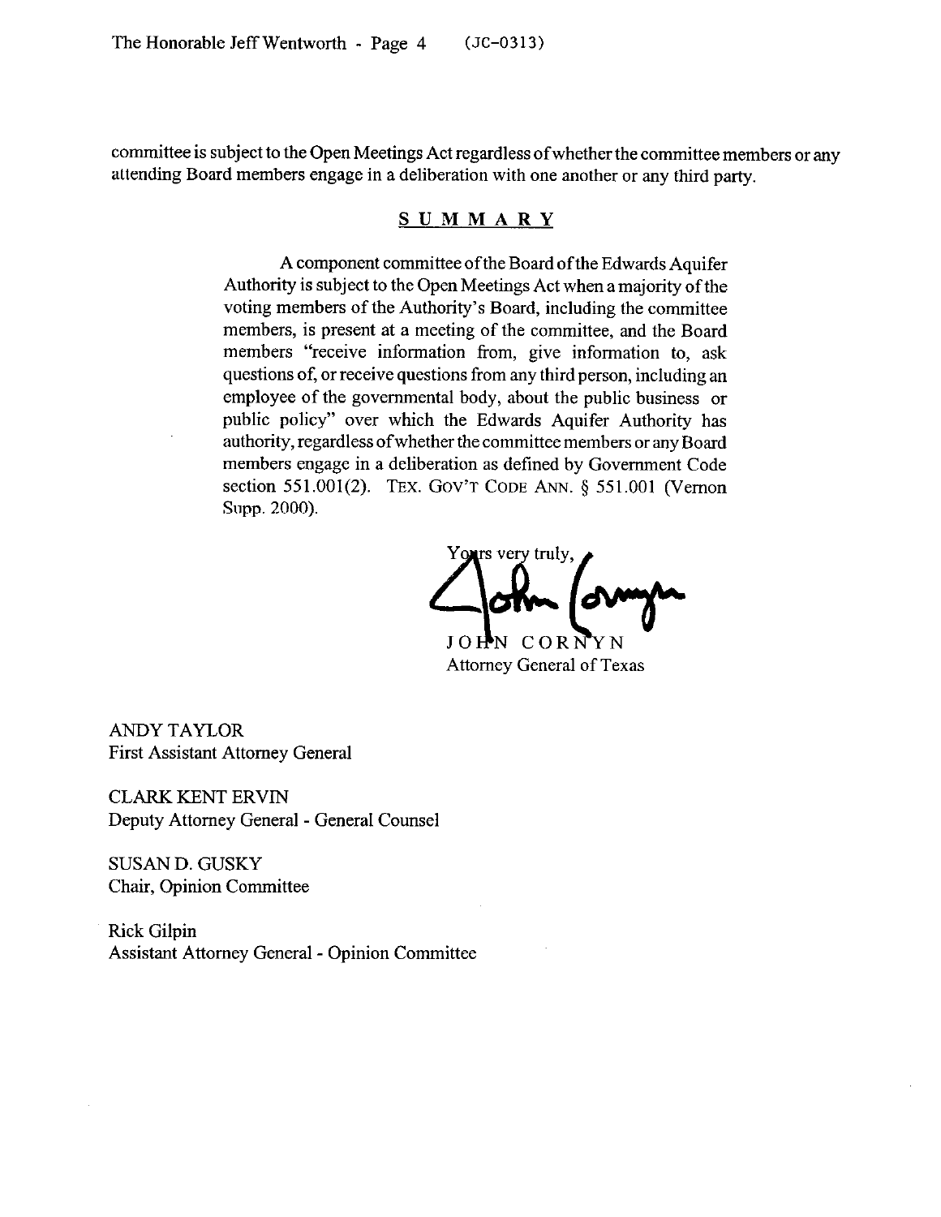committee is subject to the Open Meetings Act regardless of whether the committee members or any attending Board members engage in a deliberation with one another or any third party.

## SUMMARY

A component committee of the Board of the Edwards Aquifer Authority is subject to the Open Meetings Act when a majority of the voting members of the Authority's Board, including the committee members, is present at a meeting of the committee, and the Board members "receive information from, give information to, ask questions of, or receive questions from any third person, including an employee of the governmental body, about the public business or public policy" over which the Edwards Aquifer Authority has authority, regardless of whether the committee members or any Board members engage in a deliberation as defined by Government Code section 551.001(2). TEX. GOV'T CODE ANN. § 551.001 (Vernon Supp. 2000).

Yours very truly,

JOHN CORNYN
Attorney General of Texas

ANDY TAYLOR
First Assistant Attorney General

CLARK KENT ERVIN
Deputy Attorney General - General Counsel

SUSAN D. GUSKY
Chair, Opinion Committee

Rick Gilpin
Assistant Attorney General - Opinion Committee